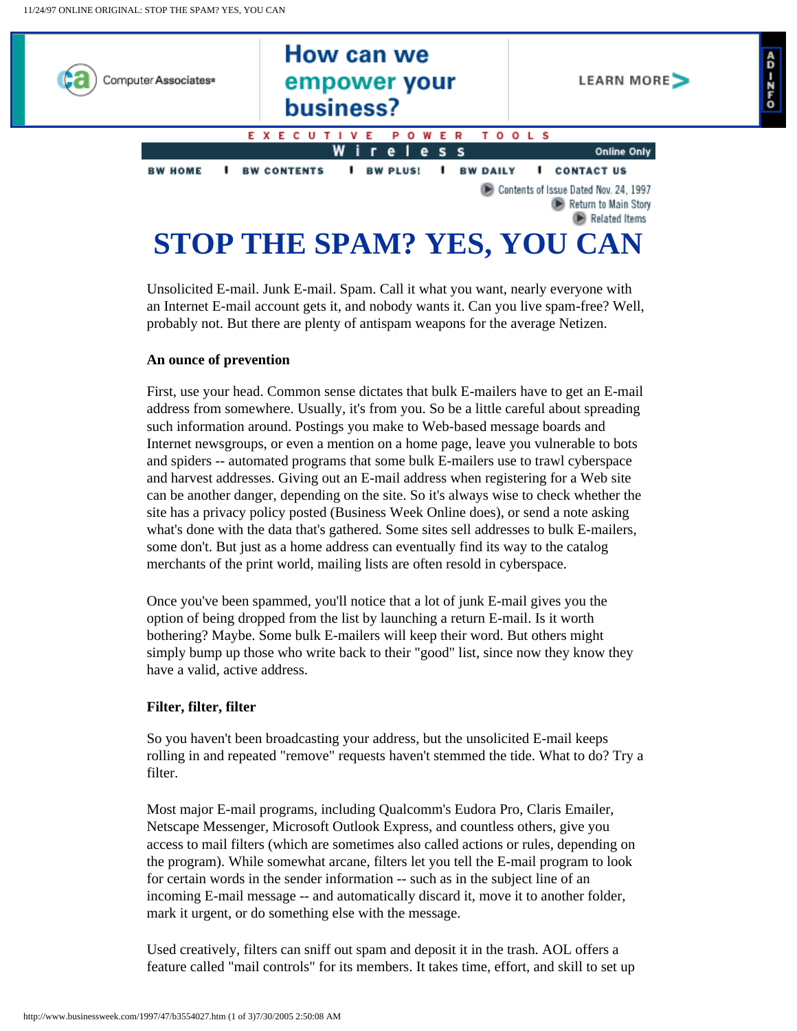EXECUTIVE POWER TOOLS

Wireless — Online Only

BW HOME | BW CONTENTS | BW PLUS! | BW DAILY | CONTACT US

Contents of Issue Dated Nov. 24, 1997
Return to Main Story
Related Items

# STOP THE SPAM? YES, YOU CAN

Unsolicited E-mail. Junk E-mail. Spam. Call it what you want, nearly everyone with an Internet E-mail account gets it, and nobody wants it. Can you live spam-free? Well, probably not. But there are plenty of antispam weapons for the average Netizen.

**An ounce of prevention**

First, use your head. Common sense dictates that bulk E-mailers have to get an E-mail address from somewhere. Usually, it's from you. So be a little careful about spreading such information around. Postings you make to Web-based message boards and Internet newsgroups, or even a mention on a home page, leave you vulnerable to bots and spiders -- automated programs that some bulk E-mailers use to trawl cyberspace and harvest addresses. Giving out an E-mail address when registering for a Web site can be another danger, depending on the site. So it's always wise to check whether the site has a privacy policy posted (Business Week Online does), or send a note asking what's done with the data that's gathered. Some sites sell addresses to bulk E-mailers, some don't. But just as a home address can eventually find its way to the catalog merchants of the print world, mailing lists are often resold in cyberspace.

Once you've been spammed, you'll notice that a lot of junk E-mail gives you the option of being dropped from the list by launching a return E-mail. Is it worth bothering? Maybe. Some bulk E-mailers will keep their word. But others might simply bump up those who write back to their "good" list, since now they know they have a valid, active address.

**Filter, filter, filter**

So you haven't been broadcasting your address, but the unsolicited E-mail keeps rolling in and repeated "remove" requests haven't stemmed the tide. What to do? Try a filter.

Most major E-mail programs, including Qualcomm's Eudora Pro, Claris Emailer, Netscape Messenger, Microsoft Outlook Express, and countless others, give you access to mail filters (which are sometimes also called actions or rules, depending on the program). While somewhat arcane, filters let you tell the E-mail program to look for certain words in the sender information -- such as in the subject line of an incoming E-mail message -- and automatically discard it, move it to another folder, mark it urgent, or do something else with the message.

Used creatively, filters can sniff out spam and deposit it in the trash. AOL offers a feature called "mail controls" for its members. It takes time, effort, and skill to set up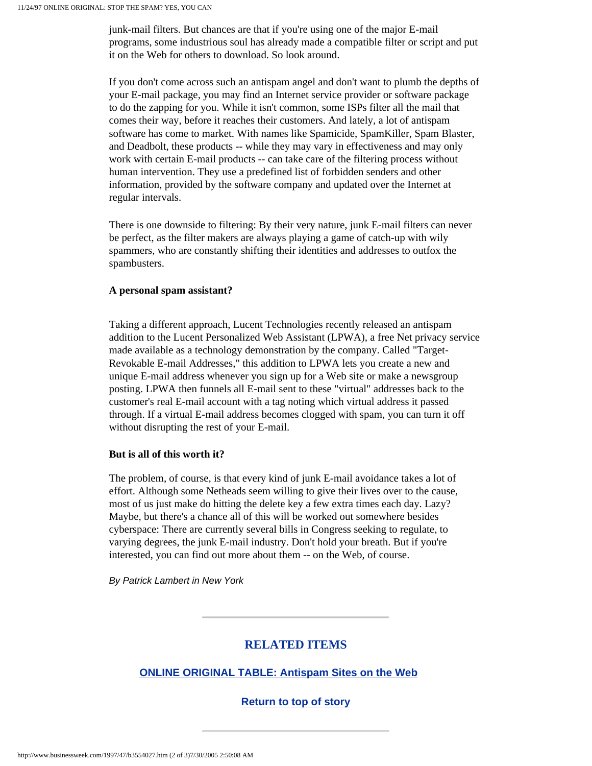junk-mail filters. But chances are that if you're using one of the major E-mail programs, some industrious soul has already made a compatible filter or script and put it on the Web for others to download. So look around.

If you don't come across such an antispam angel and don't want to plumb the depths of your E-mail package, you may find an Internet service provider or software package to do the zapping for you. While it isn't common, some ISPs filter all the mail that comes their way, before it reaches their customers. And lately, a lot of antispam software has come to market. With names like Spamicide, SpamKiller, Spam Blaster, and Deadbolt, these products -- while they may vary in effectiveness and may only work with certain E-mail products -- can take care of the filtering process without human intervention. They use a predefined list of forbidden senders and other information, provided by the software company and updated over the Internet at regular intervals.

There is one downside to filtering: By their very nature, junk E-mail filters can never be perfect, as the filter makers are always playing a game of catch-up with wily spammers, who are constantly shifting their identities and addresses to outfox the spambusters.

**A personal spam assistant?**

Taking a different approach, Lucent Technologies recently released an antispam addition to the Lucent Personalized Web Assistant (LPWA), a free Net privacy service made available as a technology demonstration by the company. Called "Target-Revokable E-mail Addresses," this addition to LPWA lets you create a new and unique E-mail address whenever you sign up for a Web site or make a newsgroup posting. LPWA then funnels all E-mail sent to these "virtual" addresses back to the customer's real E-mail account with a tag noting which virtual address it passed through. If a virtual E-mail address becomes clogged with spam, you can turn it off without disrupting the rest of your E-mail.

**But is all of this worth it?**

The problem, of course, is that every kind of junk E-mail avoidance takes a lot of effort. Although some Netheads seem willing to give their lives over to the cause, most of us just make do hitting the delete key a few extra times each day. Lazy? Maybe, but there's a chance all of this will be worked out somewhere besides cyberspace: There are currently several bills in Congress seeking to regulate, to varying degrees, the junk E-mail industry. Don't hold your breath. But if you're interested, you can find out more about them -- on the Web, of course.

*By Patrick Lambert in New York*

---

## RELATED ITEMS

**ONLINE ORIGINAL TABLE: Antispam Sites on the Web**

**Return to top of story**

---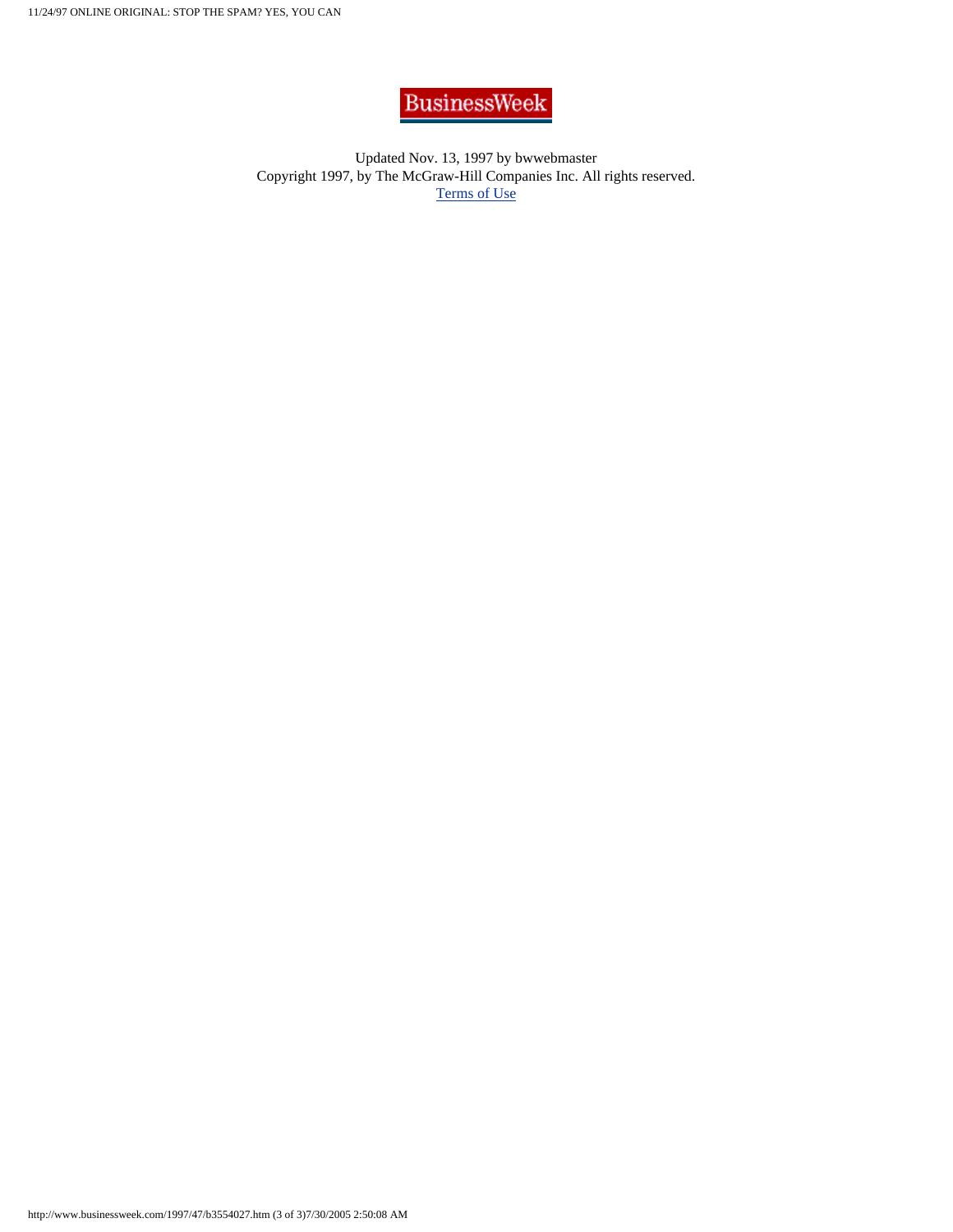BusinessWeek

Updated Nov. 13, 1997 by bwwebmaster
Copyright 1997, by The McGraw-Hill Companies Inc. All rights reserved.
Terms of Use